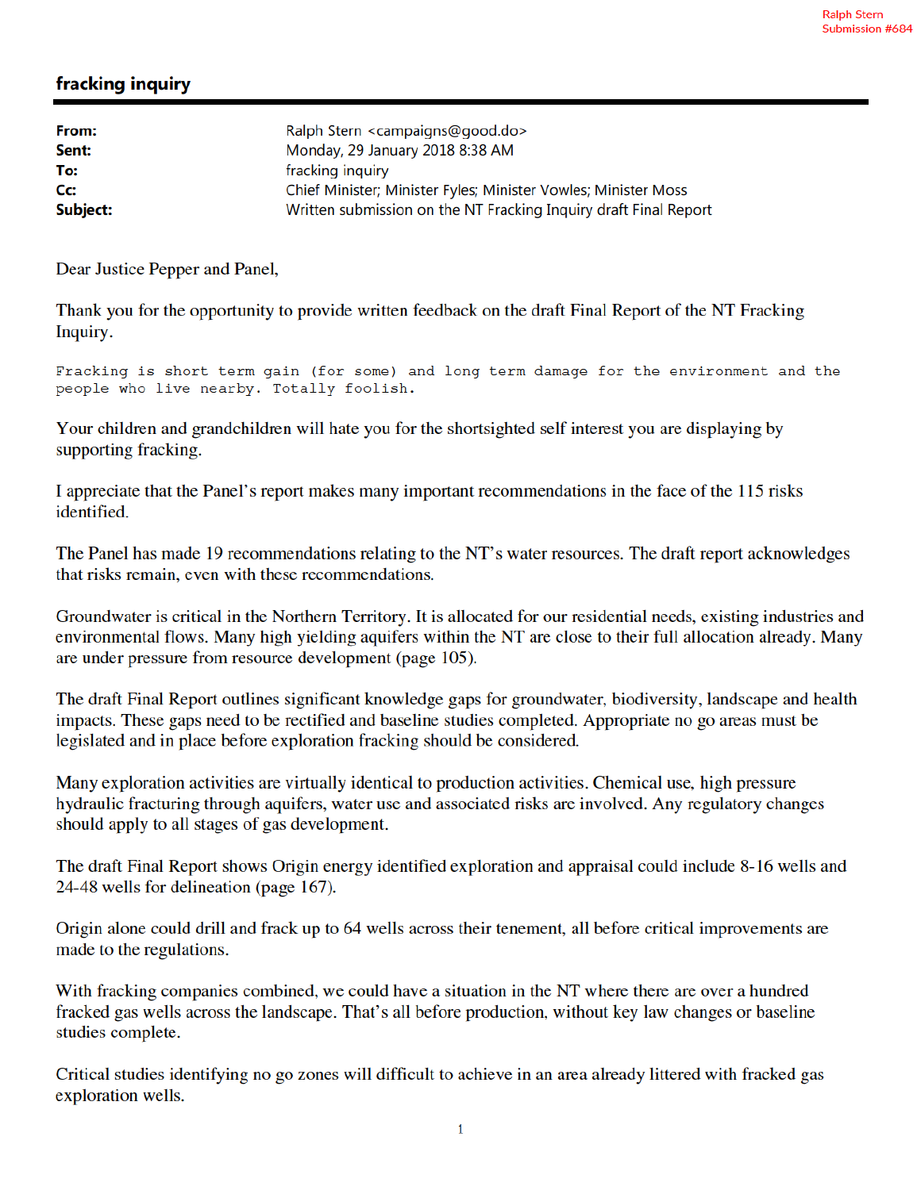Ralph Stern
Submission #684

## fracking inquiry

| | |
|---|---|
| **From:** | Ralph Stern <campaigns@good.do> |
| **Sent:** | Monday, 29 January 2018 8:38 AM |
| **To:** | fracking inquiry |
| **Cc:** | Chief Minister; Minister Fyles; Minister Vowles; Minister Moss |
| **Subject:** | Written submission on the NT Fracking Inquiry draft Final Report |

Dear Justice Pepper and Panel,

Thank you for the opportunity to provide written feedback on the draft Final Report of the NT Fracking Inquiry.

Fracking is short term gain (for some) and long term damage for the environment and the people who live nearby. Totally foolish.

Your children and grandchildren will hate you for the shortsighted self interest you are displaying by supporting fracking.

I appreciate that the Panel's report makes many important recommendations in the face of the 115 risks identified.

The Panel has made 19 recommendations relating to the NT's water resources. The draft report acknowledges that risks remain, even with these recommendations.

Groundwater is critical in the Northern Territory. It is allocated for our residential needs, existing industries and environmental flows. Many high yielding aquifers within the NT are close to their full allocation already. Many are under pressure from resource development (page 105).

The draft Final Report outlines significant knowledge gaps for groundwater, biodiversity, landscape and health impacts. These gaps need to be rectified and baseline studies completed. Appropriate no go areas must be legislated and in place before exploration fracking should be considered.

Many exploration activities are virtually identical to production activities. Chemical use, high pressure hydraulic fracturing through aquifers, water use and associated risks are involved. Any regulatory changes should apply to all stages of gas development.

The draft Final Report shows Origin energy identified exploration and appraisal could include 8-16 wells and 24-48 wells for delineation (page 167).

Origin alone could drill and frack up to 64 wells across their tenement, all before critical improvements are made to the regulations.

With fracking companies combined, we could have a situation in the NT where there are over a hundred fracked gas wells across the landscape. That's all before production, without key law changes or baseline studies complete.

Critical studies identifying no go zones will difficult to achieve in an area already littered with fracked gas exploration wells.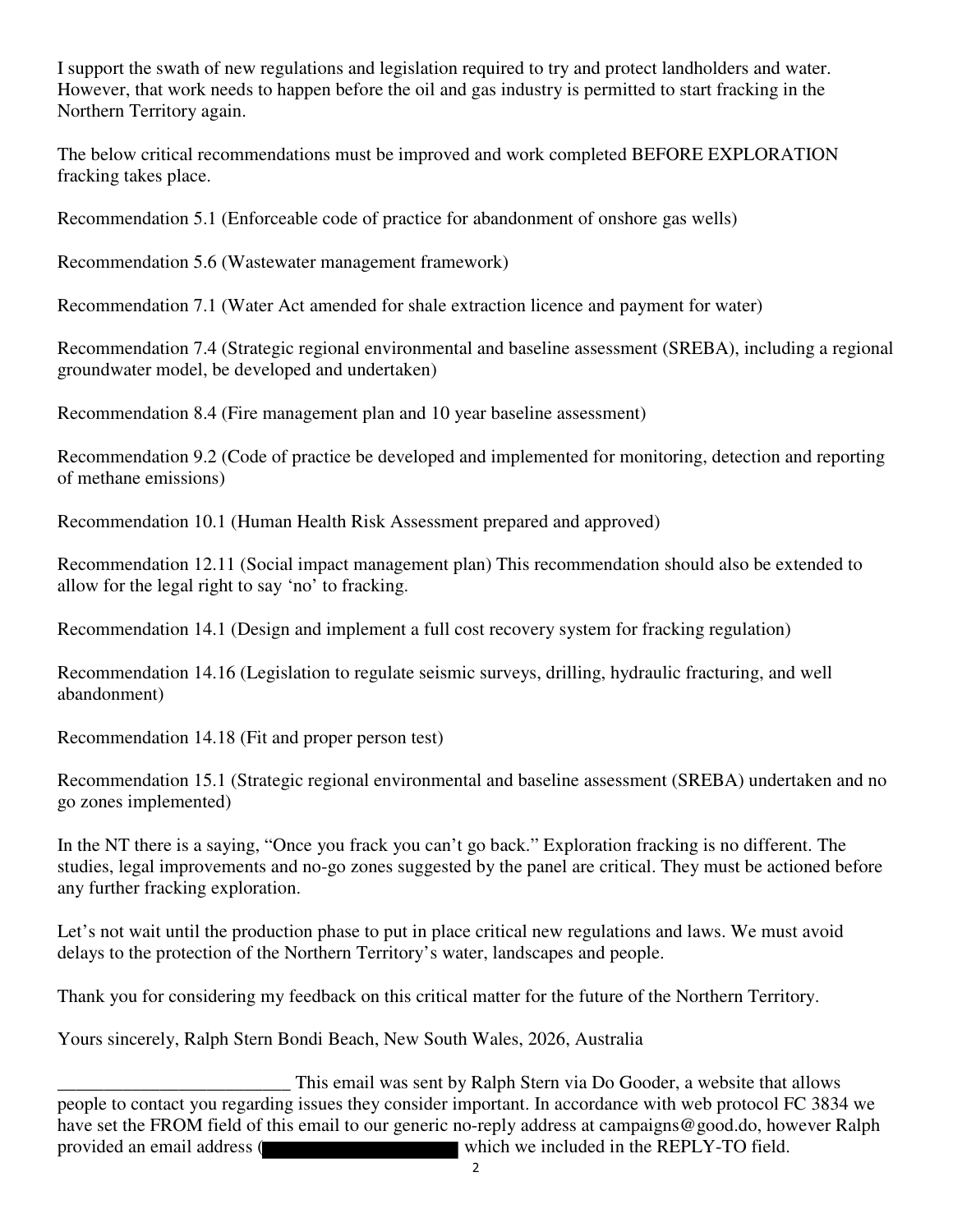I support the swath of new regulations and legislation required to try and protect landholders and water. However, that work needs to happen before the oil and gas industry is permitted to start fracking in the Northern Territory again.

The below critical recommendations must be improved and work completed BEFORE EXPLORATION fracking takes place.

Recommendation 5.1 (Enforceable code of practice for abandonment of onshore gas wells)

Recommendation 5.6 (Wastewater management framework)

Recommendation 7.1 (Water Act amended for shale extraction licence and payment for water)

Recommendation 7.4 (Strategic regional environmental and baseline assessment (SREBA), including a regional groundwater model, be developed and undertaken)

Recommendation 8.4 (Fire management plan and 10 year baseline assessment)

Recommendation 9.2 (Code of practice be developed and implemented for monitoring, detection and reporting of methane emissions)

Recommendation 10.1 (Human Health Risk Assessment prepared and approved)

Recommendation 12.11 (Social impact management plan) This recommendation should also be extended to allow for the legal right to say 'no' to fracking.

Recommendation 14.1 (Design and implement a full cost recovery system for fracking regulation)

Recommendation 14.16 (Legislation to regulate seismic surveys, drilling, hydraulic fracturing, and well abandonment)

Recommendation 14.18 (Fit and proper person test)

Recommendation 15.1 (Strategic regional environmental and baseline assessment (SREBA) undertaken and no go zones implemented)

In the NT there is a saying, "Once you frack you can't go back." Exploration fracking is no different. The studies, legal improvements and no-go zones suggested by the panel are critical. They must be actioned before any further fracking exploration.

Let's not wait until the production phase to put in place critical new regulations and laws. We must avoid delays to the protection of the Northern Territory's water, landscapes and people.

Thank you for considering my feedback on this critical matter for the future of the Northern Territory.

Yours sincerely, Ralph Stern Bondi Beach, New South Wales, 2026, Australia

_________________________ This email was sent by Ralph Stern via Do Gooder, a website that allows people to contact you regarding issues they consider important. In accordance with web protocol FC 3834 we have set the FROM field of this email to our generic no-reply address at campaigns@good.do, however Ralph provided an email address ([redacted] which we included in the REPLY-TO field.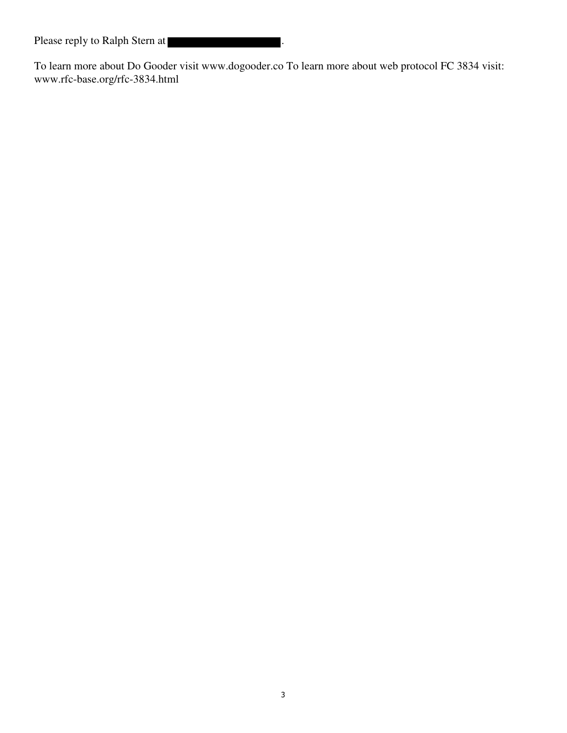Please reply to Ralph Stern at ████████████.

To learn more about Do Gooder visit www.dogooder.co To learn more about web protocol FC 3834 visit: www.rfc-base.org/rfc-3834.html